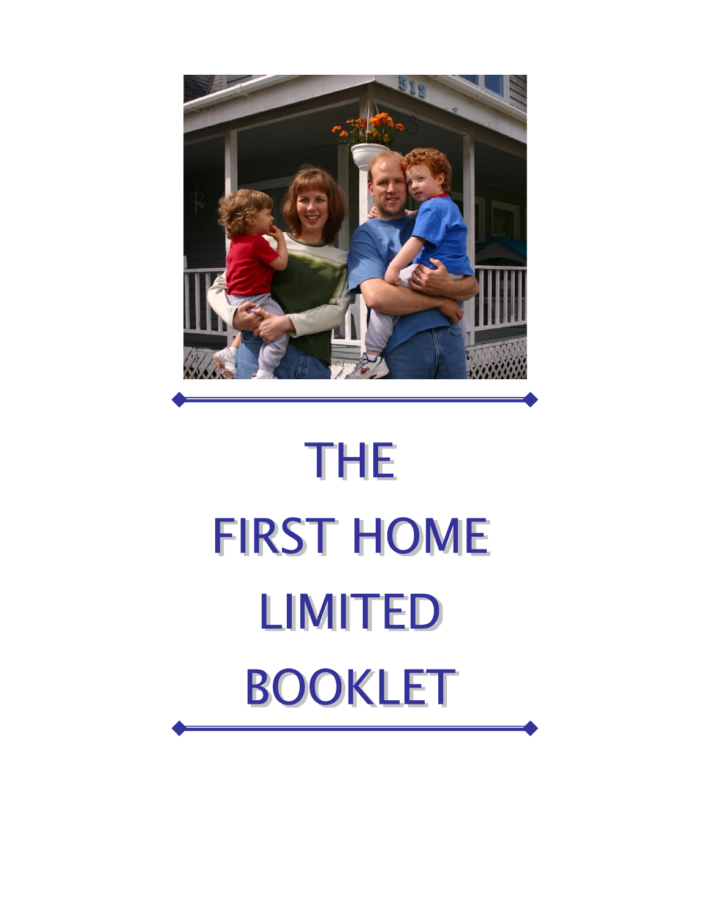# THE FIRST HOME LIMITED BOOKLET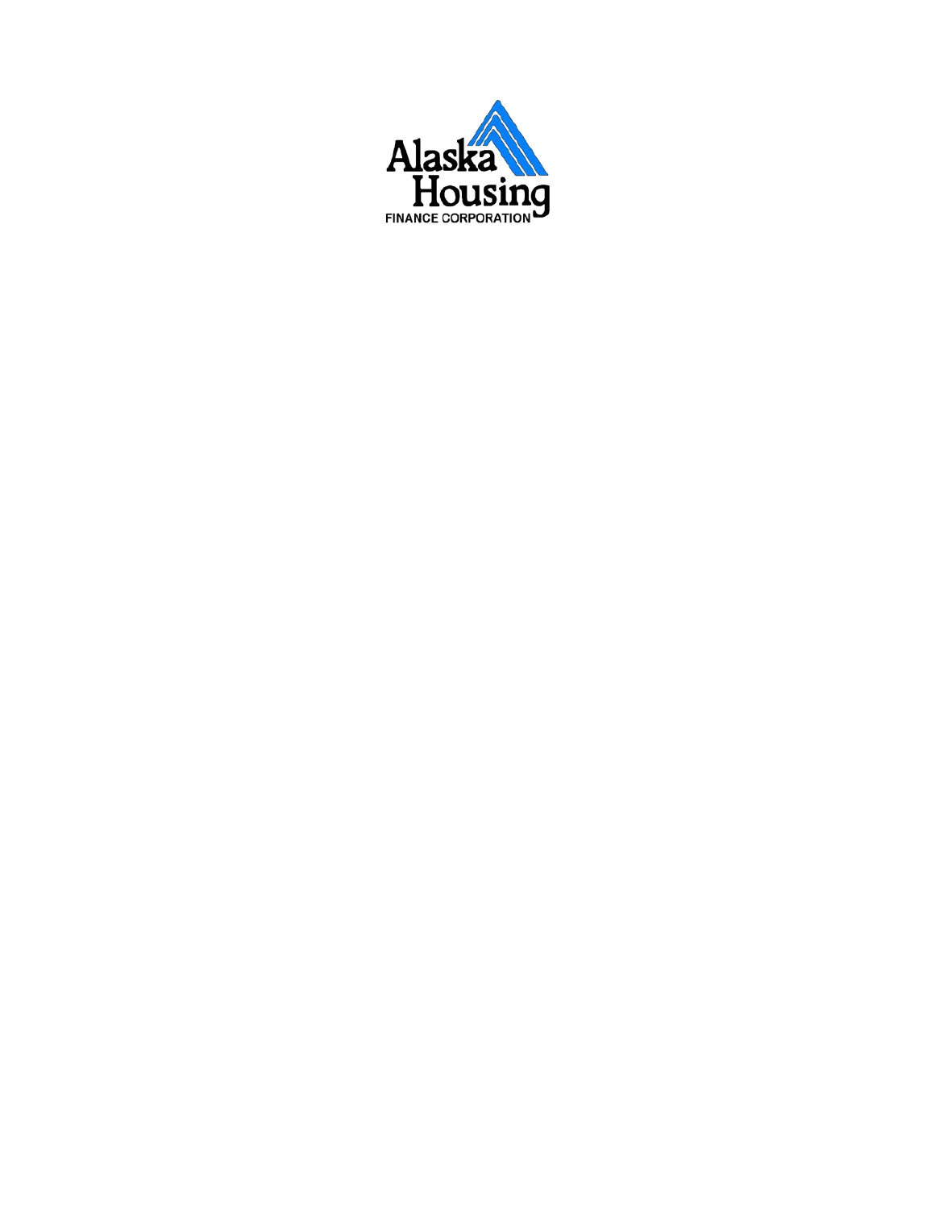Alaska Housing

FINANCE CORPORATION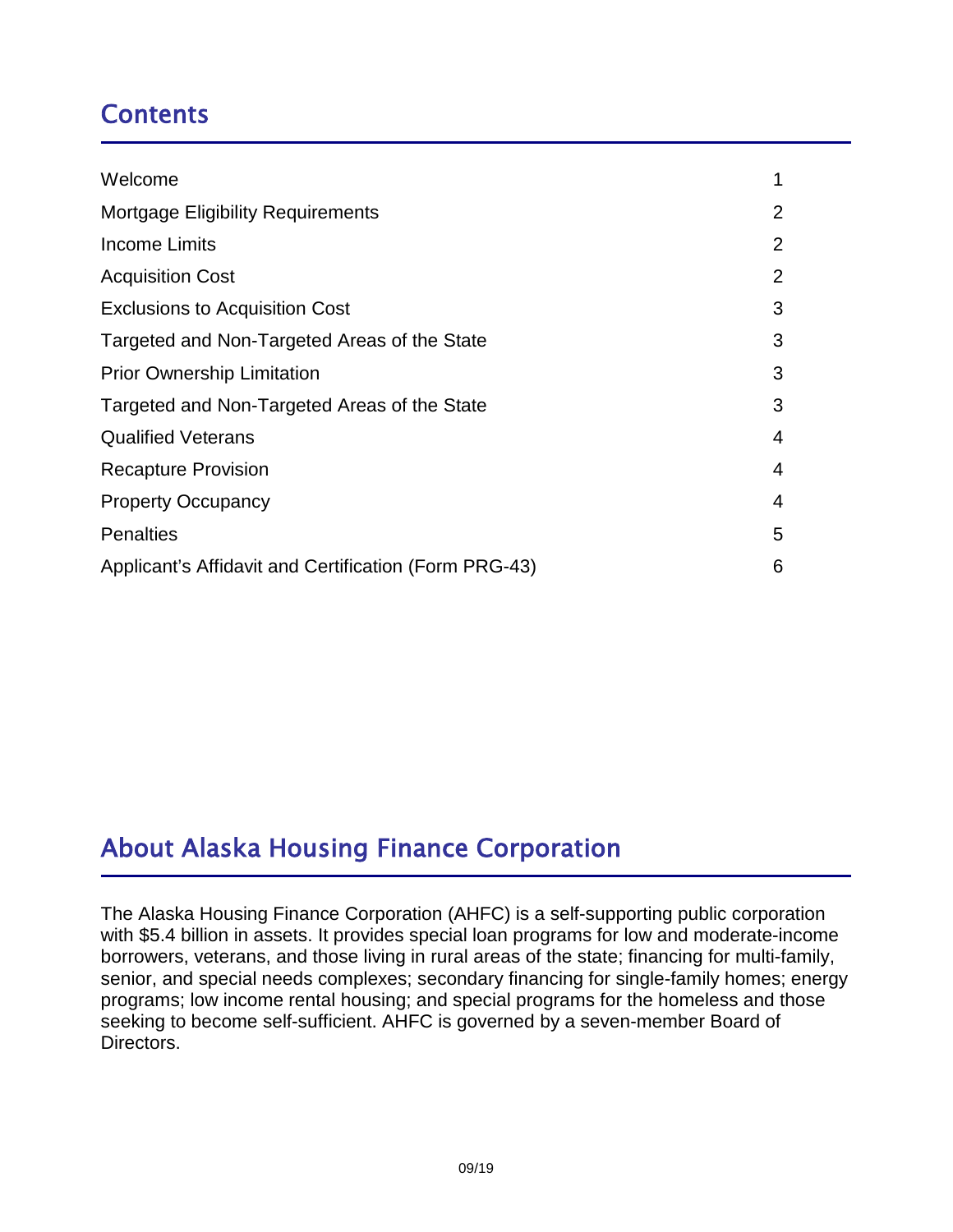## Contents

| | |
|---|---|
| Welcome | 1 |
| Mortgage Eligibility Requirements | 2 |
| Income Limits | 2 |
| Acquisition Cost | 2 |
| Exclusions to Acquisition Cost | 3 |
| Targeted and Non-Targeted Areas of the State | 3 |
| Prior Ownership Limitation | 3 |
| Targeted and Non-Targeted Areas of the State | 3 |
| Qualified Veterans | 4 |
| Recapture Provision | 4 |
| Property Occupancy | 4 |
| Penalties | 5 |
| Applicant's Affidavit and Certification (Form PRG-43) | 6 |

## About Alaska Housing Finance Corporation

The Alaska Housing Finance Corporation (AHFC) is a self-supporting public corporation with $5.4 billion in assets. It provides special loan programs for low and moderate-income borrowers, veterans, and those living in rural areas of the state; financing for multi-family, senior, and special needs complexes; secondary financing for single-family homes; energy programs; low income rental housing; and special programs for the homeless and those seeking to become self-sufficient. AHFC is governed by a seven-member Board of Directors.

09/19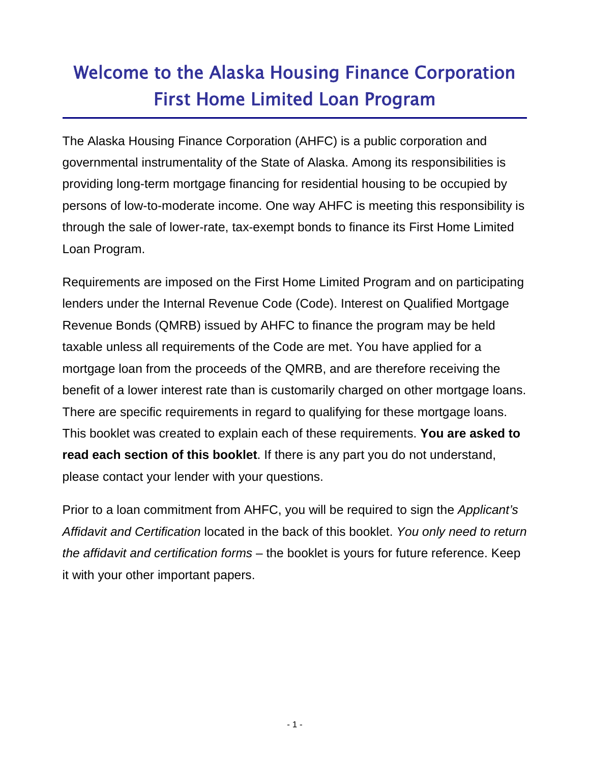# Welcome to the Alaska Housing Finance Corporation First Home Limited Loan Program

The Alaska Housing Finance Corporation (AHFC) is a public corporation and governmental instrumentality of the State of Alaska. Among its responsibilities is providing long-term mortgage financing for residential housing to be occupied by persons of low-to-moderate income. One way AHFC is meeting this responsibility is through the sale of lower-rate, tax-exempt bonds to finance its First Home Limited Loan Program.

Requirements are imposed on the First Home Limited Program and on participating lenders under the Internal Revenue Code (Code). Interest on Qualified Mortgage Revenue Bonds (QMRB) issued by AHFC to finance the program may be held taxable unless all requirements of the Code are met. You have applied for a mortgage loan from the proceeds of the QMRB, and are therefore receiving the benefit of a lower interest rate than is customarily charged on other mortgage loans. There are specific requirements in regard to qualifying for these mortgage loans. This booklet was created to explain each of these requirements. **You are asked to read each section of this booklet**. If there is any part you do not understand, please contact your lender with your questions.

Prior to a loan commitment from AHFC, you will be required to sign the *Applicant's Affidavit and Certification* located in the back of this booklet. *You only need to return the affidavit and certification forms* – the booklet is yours for future reference. Keep it with your other important papers.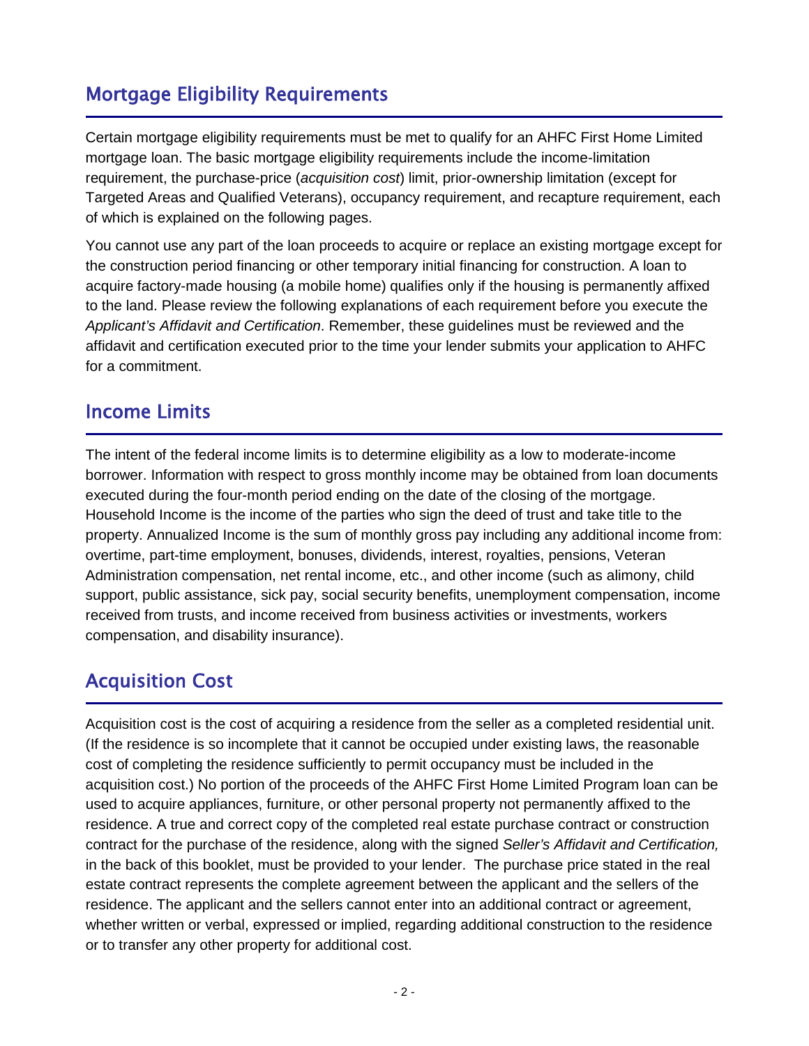## Mortgage Eligibility Requirements

Certain mortgage eligibility requirements must be met to qualify for an AHFC First Home Limited mortgage loan. The basic mortgage eligibility requirements include the income-limitation requirement, the purchase-price (*acquisition cost*) limit, prior-ownership limitation (except for Targeted Areas and Qualified Veterans), occupancy requirement, and recapture requirement, each of which is explained on the following pages.

You cannot use any part of the loan proceeds to acquire or replace an existing mortgage except for the construction period financing or other temporary initial financing for construction. A loan to acquire factory-made housing (a mobile home) qualifies only if the housing is permanently affixed to the land. Please review the following explanations of each requirement before you execute the *Applicant's Affidavit and Certification*. Remember, these guidelines must be reviewed and the affidavit and certification executed prior to the time your lender submits your application to AHFC for a commitment.

## Income Limits

The intent of the federal income limits is to determine eligibility as a low to moderate-income borrower. Information with respect to gross monthly income may be obtained from loan documents executed during the four-month period ending on the date of the closing of the mortgage. Household Income is the income of the parties who sign the deed of trust and take title to the property. Annualized Income is the sum of monthly gross pay including any additional income from: overtime, part-time employment, bonuses, dividends, interest, royalties, pensions, Veteran Administration compensation, net rental income, etc., and other income (such as alimony, child support, public assistance, sick pay, social security benefits, unemployment compensation, income received from trusts, and income received from business activities or investments, workers compensation, and disability insurance).

## Acquisition Cost

Acquisition cost is the cost of acquiring a residence from the seller as a completed residential unit. (If the residence is so incomplete that it cannot be occupied under existing laws, the reasonable cost of completing the residence sufficiently to permit occupancy must be included in the acquisition cost.) No portion of the proceeds of the AHFC First Home Limited Program loan can be used to acquire appliances, furniture, or other personal property not permanently affixed to the residence. A true and correct copy of the completed real estate purchase contract or construction contract for the purchase of the residence, along with the signed *Seller's Affidavit and Certification,* in the back of this booklet, must be provided to your lender. The purchase price stated in the real estate contract represents the complete agreement between the applicant and the sellers of the residence. The applicant and the sellers cannot enter into an additional contract or agreement, whether written or verbal, expressed or implied, regarding additional construction to the residence or to transfer any other property for additional cost.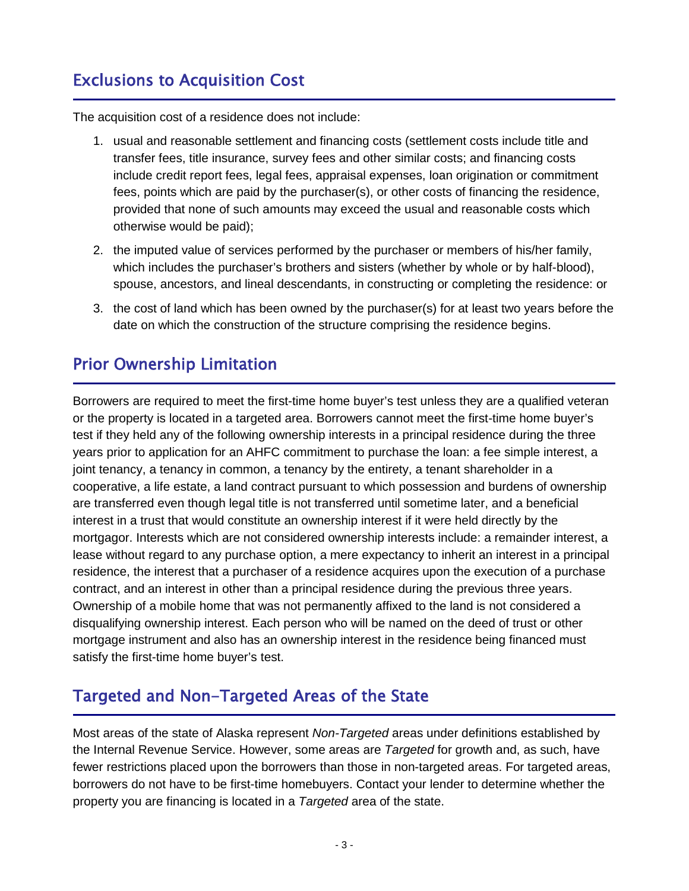## Exclusions to Acquisition Cost

The acquisition cost of a residence does not include:

1. usual and reasonable settlement and financing costs (settlement costs include title and transfer fees, title insurance, survey fees and other similar costs; and financing costs include credit report fees, legal fees, appraisal expenses, loan origination or commitment fees, points which are paid by the purchaser(s), or other costs of financing the residence, provided that none of such amounts may exceed the usual and reasonable costs which otherwise would be paid);
2. the imputed value of services performed by the purchaser or members of his/her family, which includes the purchaser's brothers and sisters (whether by whole or by half-blood), spouse, ancestors, and lineal descendants, in constructing or completing the residence: or
3. the cost of land which has been owned by the purchaser(s) for at least two years before the date on which the construction of the structure comprising the residence begins.

## Prior Ownership Limitation

Borrowers are required to meet the first-time home buyer's test unless they are a qualified veteran or the property is located in a targeted area. Borrowers cannot meet the first-time home buyer's test if they held any of the following ownership interests in a principal residence during the three years prior to application for an AHFC commitment to purchase the loan: a fee simple interest, a joint tenancy, a tenancy in common, a tenancy by the entirety, a tenant shareholder in a cooperative, a life estate, a land contract pursuant to which possession and burdens of ownership are transferred even though legal title is not transferred until sometime later, and a beneficial interest in a trust that would constitute an ownership interest if it were held directly by the mortgagor. Interests which are not considered ownership interests include: a remainder interest, a lease without regard to any purchase option, a mere expectancy to inherit an interest in a principal residence, the interest that a purchaser of a residence acquires upon the execution of a purchase contract, and an interest in other than a principal residence during the previous three years. Ownership of a mobile home that was not permanently affixed to the land is not considered a disqualifying ownership interest. Each person who will be named on the deed of trust or other mortgage instrument and also has an ownership interest in the residence being financed must satisfy the first-time home buyer's test.

## Targeted and Non-Targeted Areas of the State

Most areas of the state of Alaska represent *Non-Targeted* areas under definitions established by the Internal Revenue Service. However, some areas are *Targeted* for growth and, as such, have fewer restrictions placed upon the borrowers than those in non-targeted areas. For targeted areas, borrowers do not have to be first-time homebuyers. Contact your lender to determine whether the property you are financing is located in a *Targeted* area of the state.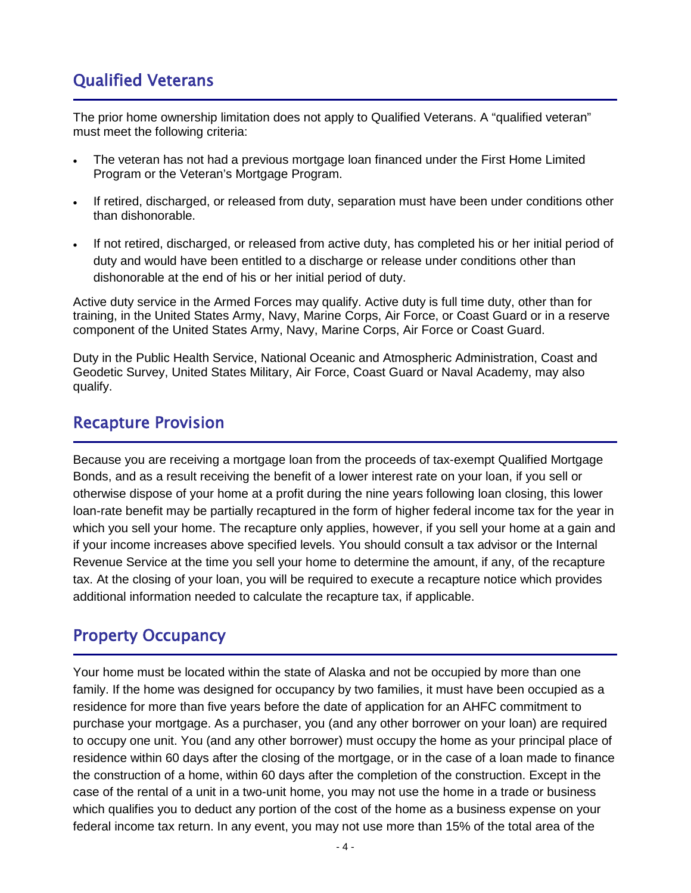## Qualified Veterans

The prior home ownership limitation does not apply to Qualified Veterans. A "qualified veteran" must meet the following criteria:

- The veteran has not had a previous mortgage loan financed under the First Home Limited Program or the Veteran's Mortgage Program.
- If retired, discharged, or released from duty, separation must have been under conditions other than dishonorable.
- If not retired, discharged, or released from active duty, has completed his or her initial period of duty and would have been entitled to a discharge or release under conditions other than dishonorable at the end of his or her initial period of duty.

Active duty service in the Armed Forces may qualify. Active duty is full time duty, other than for training, in the United States Army, Navy, Marine Corps, Air Force, or Coast Guard or in a reserve component of the United States Army, Navy, Marine Corps, Air Force or Coast Guard.

Duty in the Public Health Service, National Oceanic and Atmospheric Administration, Coast and Geodetic Survey, United States Military, Air Force, Coast Guard or Naval Academy, may also qualify.

## Recapture Provision

Because you are receiving a mortgage loan from the proceeds of tax-exempt Qualified Mortgage Bonds, and as a result receiving the benefit of a lower interest rate on your loan, if you sell or otherwise dispose of your home at a profit during the nine years following loan closing, this lower loan-rate benefit may be partially recaptured in the form of higher federal income tax for the year in which you sell your home. The recapture only applies, however, if you sell your home at a gain and if your income increases above specified levels. You should consult a tax advisor or the Internal Revenue Service at the time you sell your home to determine the amount, if any, of the recapture tax. At the closing of your loan, you will be required to execute a recapture notice which provides additional information needed to calculate the recapture tax, if applicable.

## Property Occupancy

Your home must be located within the state of Alaska and not be occupied by more than one family. If the home was designed for occupancy by two families, it must have been occupied as a residence for more than five years before the date of application for an AHFC commitment to purchase your mortgage. As a purchaser, you (and any other borrower on your loan) are required to occupy one unit. You (and any other borrower) must occupy the home as your principal place of residence within 60 days after the closing of the mortgage, or in the case of a loan made to finance the construction of a home, within 60 days after the completion of the construction. Except in the case of the rental of a unit in a two-unit home, you may not use the home in a trade or business which qualifies you to deduct any portion of the cost of the home as a business expense on your federal income tax return. In any event, you may not use more than 15% of the total area of the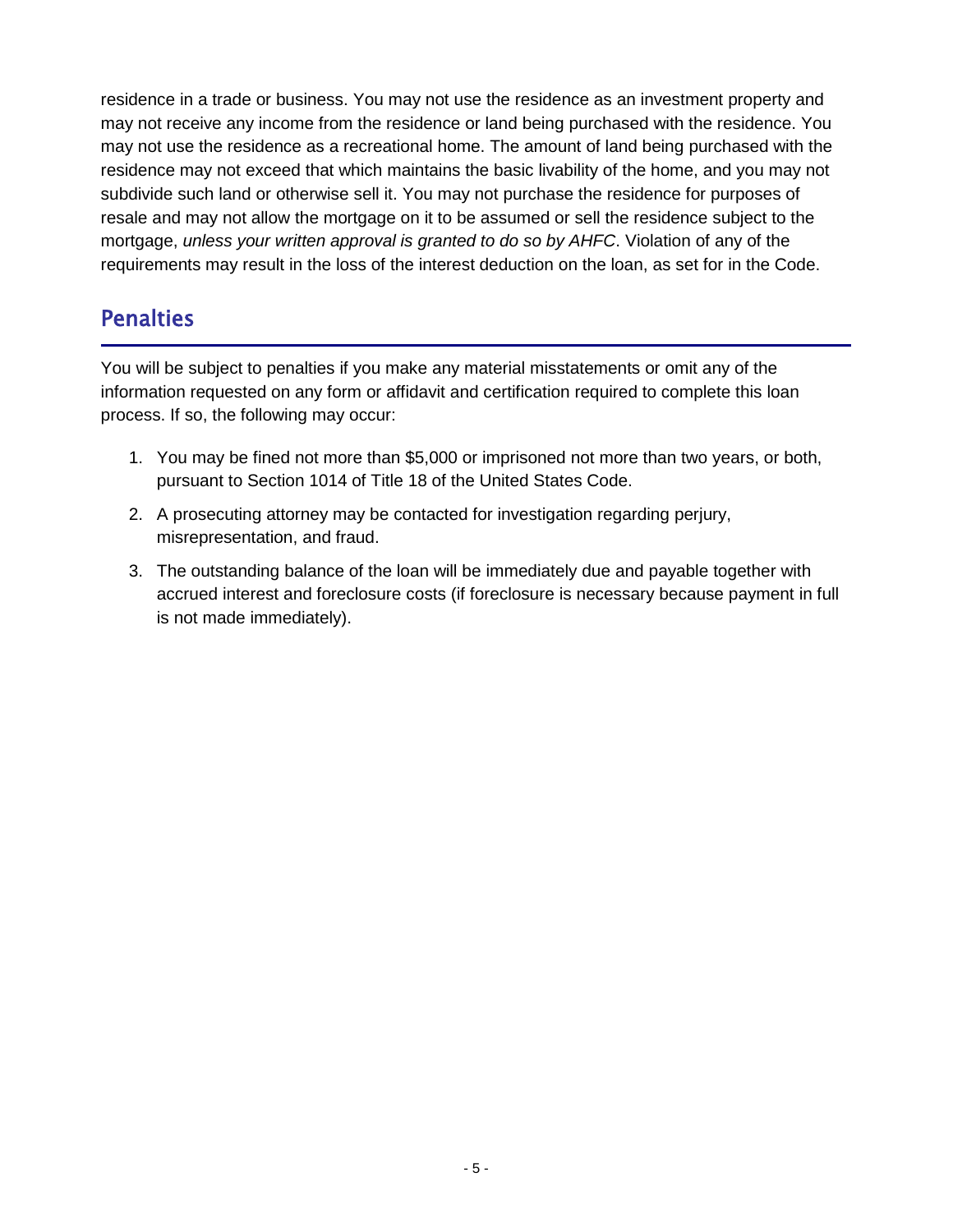residence in a trade or business. You may not use the residence as an investment property and may not receive any income from the residence or land being purchased with the residence. You may not use the residence as a recreational home. The amount of land being purchased with the residence may not exceed that which maintains the basic livability of the home, and you may not subdivide such land or otherwise sell it. You may not purchase the residence for purposes of resale and may not allow the mortgage on it to be assumed or sell the residence subject to the mortgage, *unless your written approval is granted to do so by AHFC*. Violation of any of the requirements may result in the loss of the interest deduction on the loan, as set for in the Code.

## Penalties

You will be subject to penalties if you make any material misstatements or omit any of the information requested on any form or affidavit and certification required to complete this loan process. If so, the following may occur:

1. You may be fined not more than $5,000 or imprisoned not more than two years, or both, pursuant to Section 1014 of Title 18 of the United States Code.
2. A prosecuting attorney may be contacted for investigation regarding perjury, misrepresentation, and fraud.
3. The outstanding balance of the loan will be immediately due and payable together with accrued interest and foreclosure costs (if foreclosure is necessary because payment in full is not made immediately).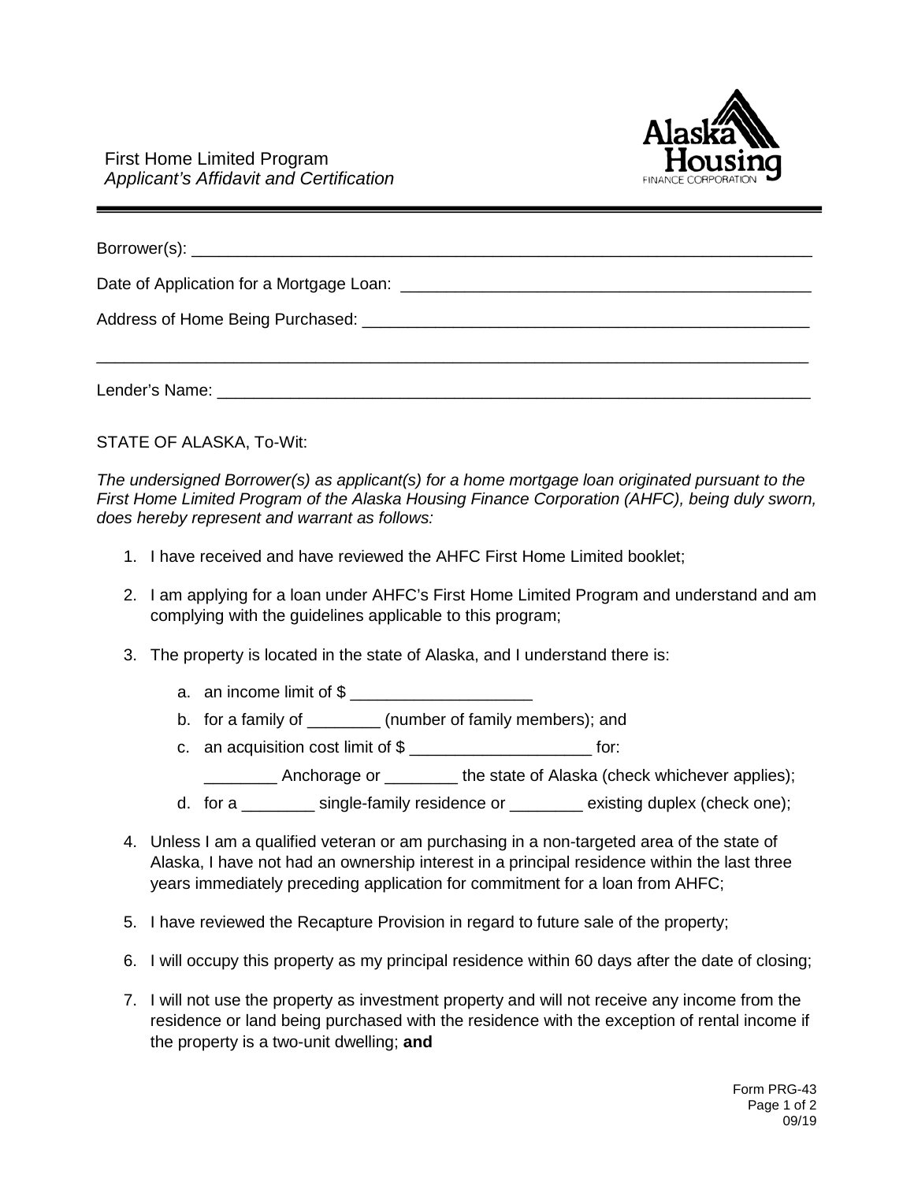First Home Limited Program
*Applicant's Affidavit and Certification*

Borrower(s): ______________________________________________________________________

Date of Application for a Mortgage Loan: ____________________________________________

Address of Home Being Purchased: _________________________________________________

______________________________________________________________________________

Lender's Name: ____________________________________________________________________

STATE OF ALASKA, To-Wit:

*The undersigned Borrower(s) as applicant(s) for a home mortgage loan originated pursuant to the First Home Limited Program of the Alaska Housing Finance Corporation (AHFC), being duly sworn, does hereby represent and warrant as follows:*

1. I have received and have reviewed the AHFC First Home Limited booklet;
2. I am applying for a loan under AHFC's First Home Limited Program and understand and am complying with the guidelines applicable to this program;
3. The property is located in the state of Alaska, and I understand there is:
   a. an income limit of $ ____________________
   b. for a family of ________ (number of family members); and
   c. an acquisition cost limit of $ ____________________ for:
      ________ Anchorage or ________ the state of Alaska (check whichever applies);
   d. for a ________ single-family residence or ________ existing duplex (check one);
4. Unless I am a qualified veteran or am purchasing in a non-targeted area of the state of Alaska, I have not had an ownership interest in a principal residence within the last three years immediately preceding application for commitment for a loan from AHFC;
5. I have reviewed the Recapture Provision in regard to future sale of the property;
6. I will occupy this property as my principal residence within 60 days after the date of closing;
7. I will not use the property as investment property and will not receive any income from the residence or land being purchased with the residence with the exception of rental income if the property is a two-unit dwelling; **and**

Form PRG-43
09/19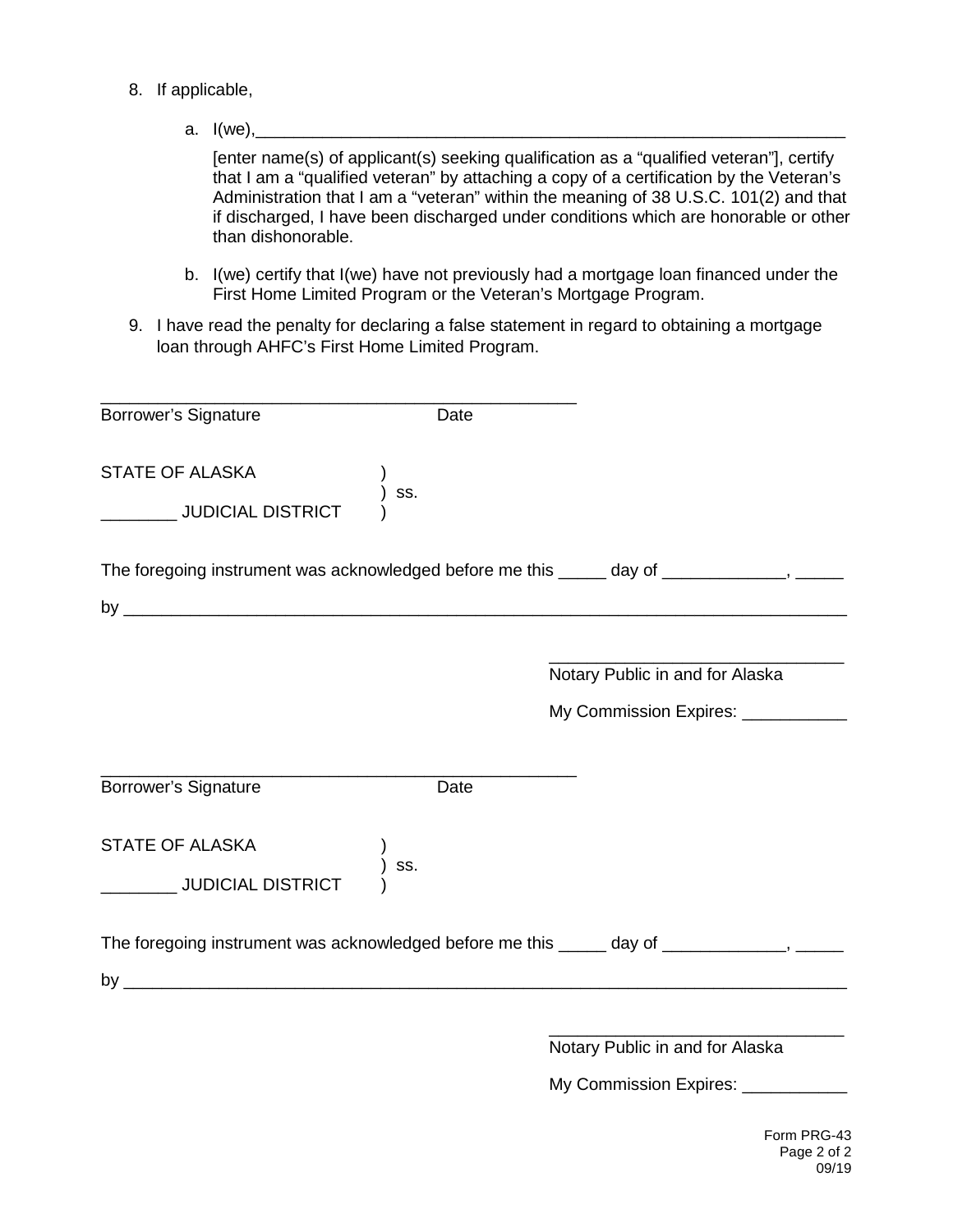8. If applicable,

   a. I(we),_______________________________________________________________

      [enter name(s) of applicant(s) seeking qualification as a "qualified veteran"], certify that I am a "qualified veteran" by attaching a copy of a certification by the Veteran's Administration that I am a "veteran" within the meaning of 38 U.S.C. 101(2) and that if discharged, I have been discharged under conditions which are honorable or other than dishonorable.

   b. I(we) certify that I(we) have not previously had a mortgage loan financed under the First Home Limited Program or the Veteran's Mortgage Program.

9. I have read the penalty for declaring a false statement in regard to obtaining a mortgage loan through AHFC's First Home Limited Program.

_______________________________________________
Borrower's Signature                                        Date

STATE OF ALASKA                    )
                                                    ) ss.
________ JUDICIAL DISTRICT    )

The foregoing instrument was acknowledged before me this _____ day of _____________, _____

by ___________________________________________________________________________

_______________________________
Notary Public in and for Alaska

My Commission Expires: ___________

_______________________________________________
Borrower's Signature                                        Date

STATE OF ALASKA                    )
                                                    ) ss.
________ JUDICIAL DISTRICT    )

The foregoing instrument was acknowledged before me this _____ day of _____________, _____

by ___________________________________________________________________________

_______________________________
Notary Public in and for Alaska

My Commission Expires: ___________

Form PRG-43
09/19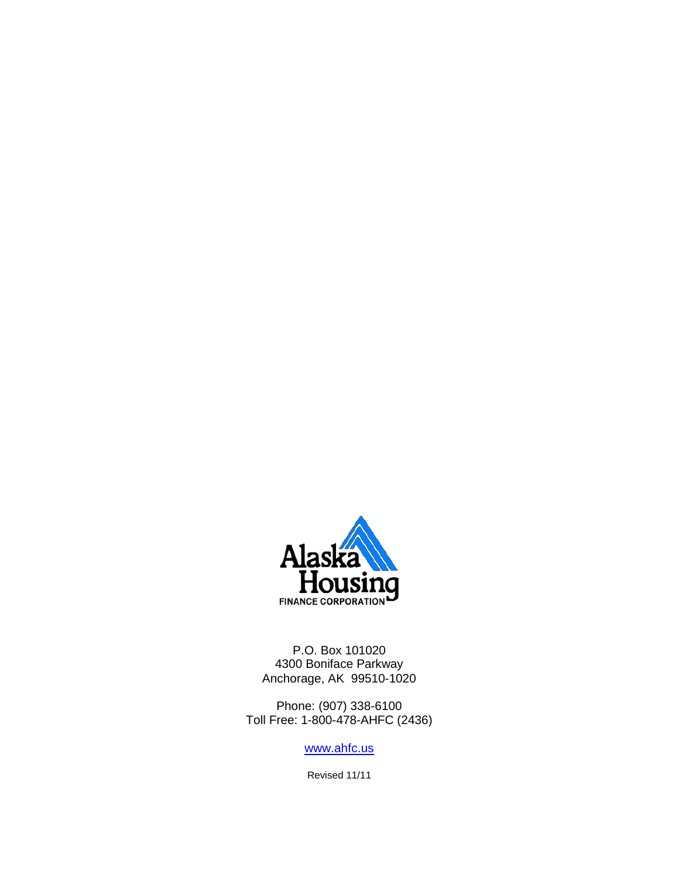Alaska Housing
FINANCE CORPORATION

P.O. Box 101020
4300 Boniface Parkway
Anchorage, AK 99510-1020

Phone: (907) 338-6100
Toll Free: 1-800-478-AHFC (2436)

www.ahfc.us

Revised 11/11